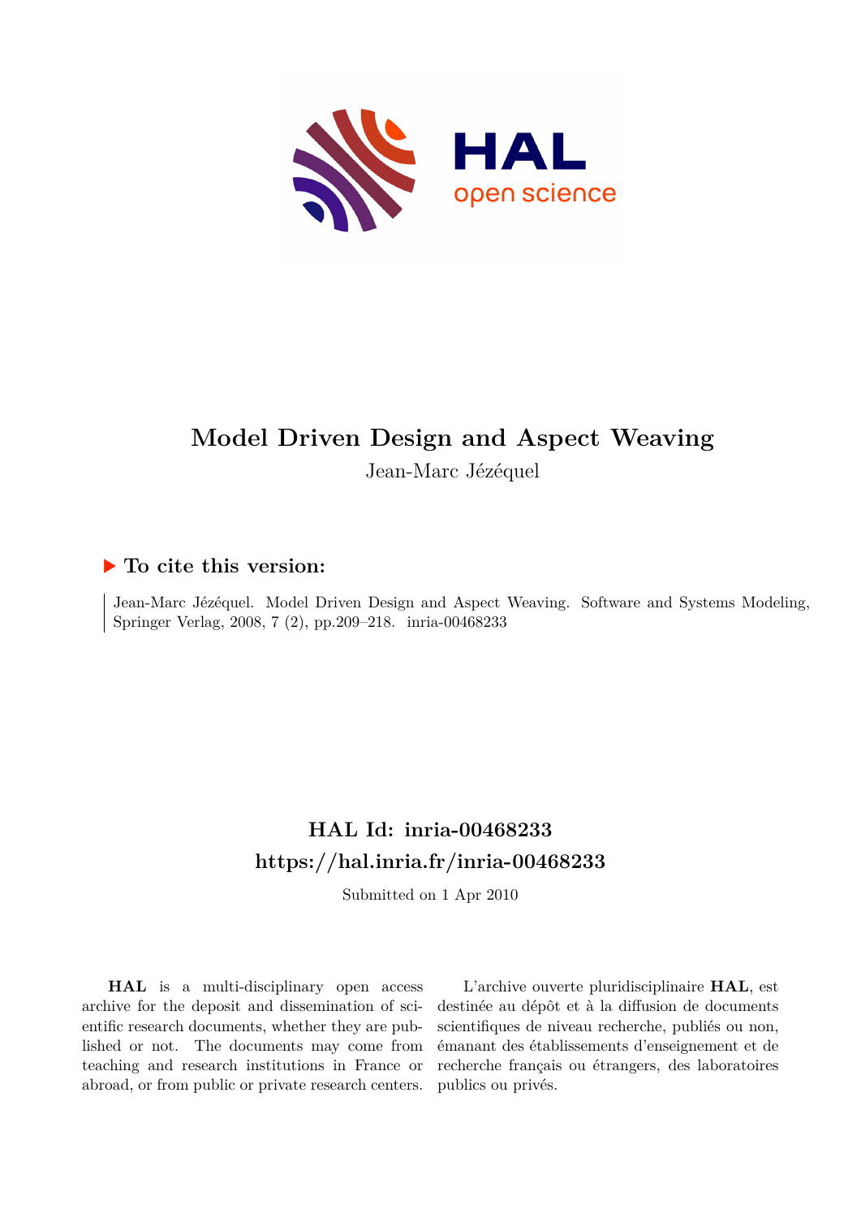# Model Driven Design and Aspect Weaving

Jean-Marc Jézéquel

## ▶ To cite this version:

Jean-Marc Jézéquel. Model Driven Design and Aspect Weaving. Software and Systems Modeling, Springer Verlag, 2008, 7 (2), pp.209–218. inria-00468233

## HAL Id: inria-00468233

## https://hal.inria.fr/inria-00468233

Submitted on 1 Apr 2010

**HAL** is a multi-disciplinary open access archive for the deposit and dissemination of scientific research documents, whether they are published or not. The documents may come from teaching and research institutions in France or abroad, or from public or private research centers.

L'archive ouverte pluridisciplinaire **HAL**, est destinée au dépôt et à la diffusion de documents scientifiques de niveau recherche, publiés ou non, émanant des établissements d'enseignement et de recherche français ou étrangers, des laboratoires publics ou privés.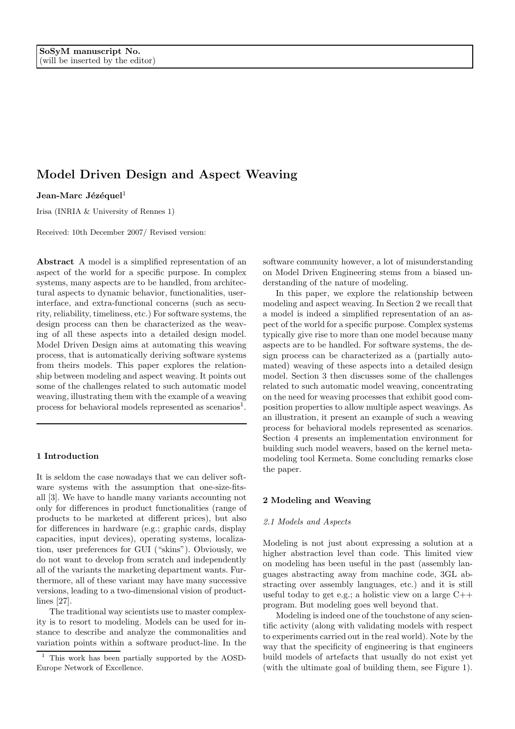SoSyM manuscript No.
(will be inserted by the editor)

# Model Driven Design and Aspect Weaving

**Jean-Marc Jézéquel**[1]

Irisa (INRIA & University of Rennes 1)

Received: 10th December 2007/ Revised version:

**Abstract** A model is a simplified representation of an aspect of the world for a specific purpose. In complex systems, many aspects are to be handled, from architectural aspects to dynamic behavior, functionalities, user-interface, and extra-functional concerns (such as security, reliability, timeliness, etc.) For software systems, the design process can then be characterized as the weaving of all these aspects into a detailed design model. Model Driven Design aims at automating this weaving process, that is automatically deriving software systems from theirs models. This paper explores the relationship between modeling and aspect weaving. It points out some of the challenges related to such automatic model weaving, illustrating them with the example of a weaving process for behavioral models represented as scenarios[1].

## 1 Introduction

It is seldom the case nowadays that we can deliver software systems with the assumption that one-size-fits-all [3]. We have to handle many variants accounting not only for differences in product functionalities (range of products to be marketed at different prices), but also for differences in hardware (e.g.; graphic cards, display capacities, input devices), operating systems, localization, user preferences for GUI ("skins"). Obviously, we do not want to develop from scratch and independently all of the variants the marketing department wants. Furthermore, all of these variant may have many successive versions, leading to a two-dimensional vision of product-lines [27].

The traditional way scientists use to master complexity is to resort to modeling. Models can be used for instance to describe and analyze the commonalities and variation points within a software product-line. In the software community however, a lot of misunderstanding on Model Driven Engineering stems from a biased understanding of the nature of modeling.

In this paper, we explore the relationship between modeling and aspect weaving. In Section 2 we recall that a model is indeed a simplified representation of an aspect of the world for a specific purpose. Complex systems typically give rise to more than one model because many aspects are to be handled. For software systems, the design process can be characterized as a (partially automated) weaving of these aspects into a detailed design model. Section 3 then discusses some of the challenges related to such automatic model weaving, concentrating on the need for weaving processes that exhibit good composition properties to allow multiple aspect weavings. As an illustration, it present an example of such a weaving process for behavioral models represented as scenarios. Section 4 presents an implementation environment for building such model weavers, based on the kernel metamodeling tool Kermeta. Some concluding remarks close the paper.

## 2 Modeling and Weaving

### *2.1 Models and Aspects*

Modeling is not just about expressing a solution at a higher abstraction level than code. This limited view on modeling has been useful in the past (assembly languages abstracting away from machine code, 3GL abstracting over assembly languages, etc.) and it is still useful today to get e.g.; a holistic view on a large C++ program. But modeling goes well beyond that.

Modeling is indeed one of the touchstone of any scientific activity (along with validating models with respect to experiments carried out in the real world). Note by the way that the specificity of engineering is that engineers build models of artefacts that usually do not exist yet (with the ultimate goal of building them, see Figure 1).

[1] This work has been partially supported by the AOSD-Europe Network of Excellence.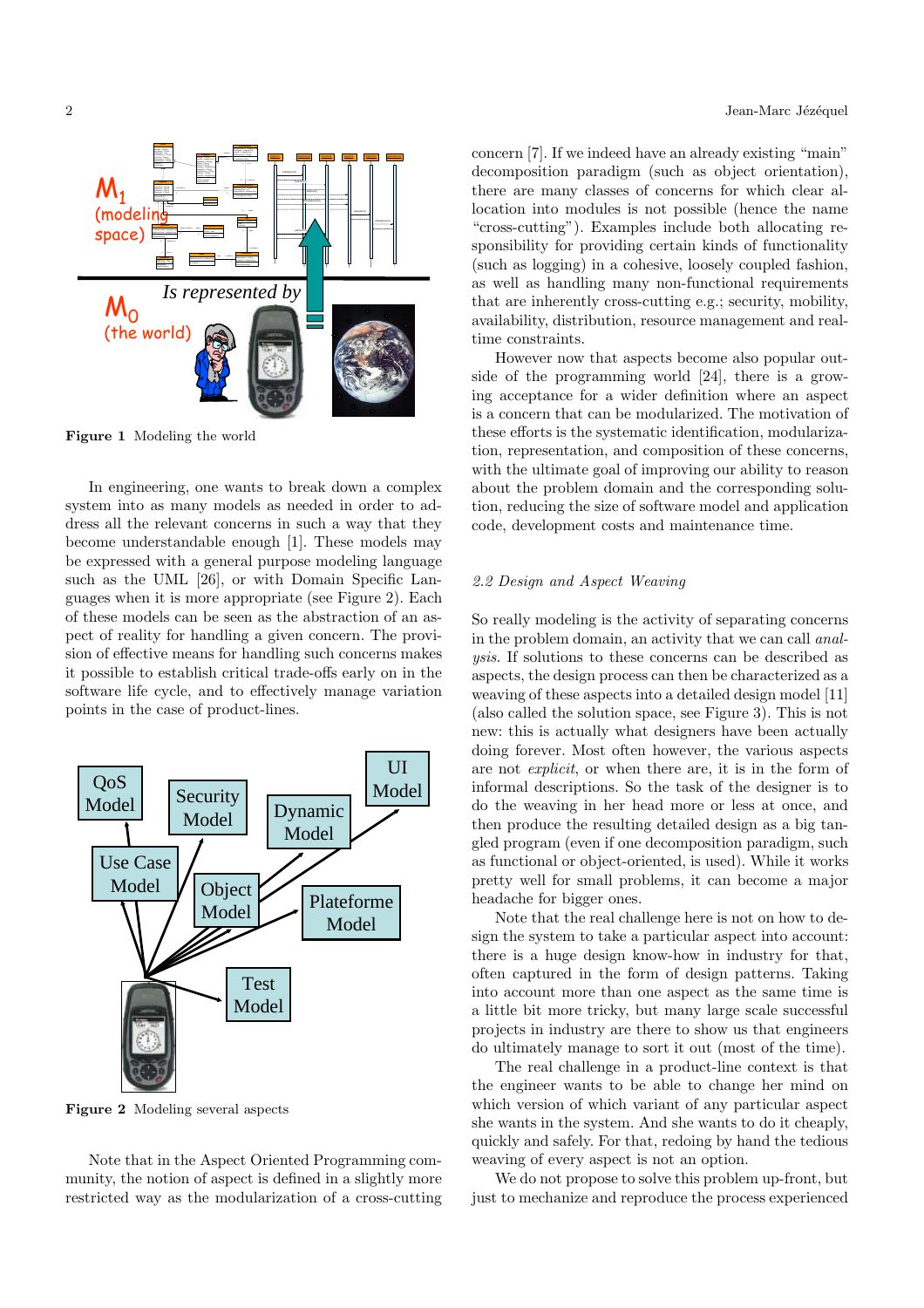Figure 1 Modeling the world

In engineering, one wants to break down a complex system into as many models as needed in order to address all the relevant concerns in such a way that they become understandable enough [1]. These models may be expressed with a general purpose modeling language such as the UML [26], or with Domain Specific Languages when it is more appropriate (see Figure 2). Each of these models can be seen as the abstraction of an aspect of reality for handling a given concern. The provision of effective means for handling such concerns makes it possible to establish critical trade-offs early on in the software life cycle, and to effectively manage variation points in the case of product-lines.

Figure 2 Modeling several aspects

Note that in the Aspect Oriented Programming community, the notion of aspect is defined in a slightly more restricted way as the modularization of a cross-cutting concern [7]. If we indeed have an already existing "main" decomposition paradigm (such as object orientation), there are many classes of concerns for which clear allocation into modules is not possible (hence the name "cross-cutting"). Examples include both allocating responsibility for providing certain kinds of functionality (such as logging) in a cohesive, loosely coupled fashion, as well as handling many non-functional requirements that are inherently cross-cutting e.g.; security, mobility, availability, distribution, resource management and real-time constraints.

However now that aspects become also popular outside of the programming world [24], there is a growing acceptance for a wider definition where an aspect is a concern that can be modularized. The motivation of these efforts is the systematic identification, modularization, representation, and composition of these concerns, with the ultimate goal of improving our ability to reason about the problem domain and the corresponding solution, reducing the size of software model and application code, development costs and maintenance time.

### *2.2 Design and Aspect Weaving*

So really modeling is the activity of separating concerns in the problem domain, an activity that we can call *analysis*. If solutions to these concerns can be described as aspects, the design process can then be characterized as a weaving of these aspects into a detailed design model [11] (also called the solution space, see Figure 3). This is not new: this is actually what designers have been actually doing forever. Most often however, the various aspects are not *explicit*, or when there are, it is in the form of informal descriptions. So the task of the designer is to do the weaving in her head more or less at once, and then produce the resulting detailed design as a big tangled program (even if one decomposition paradigm, such as functional or object-oriented, is used). While it works pretty well for small problems, it can become a major headache for bigger ones.

Note that the real challenge here is not on how to design the system to take a particular aspect into account: there is a huge design know-how in industry for that, often captured in the form of design patterns. Taking into account more than one aspect as the same time is a little bit more tricky, but many large scale successful projects in industry are there to show us that engineers do ultimately manage to sort it out (most of the time).

The real challenge in a product-line context is that the engineer wants to be able to change her mind on which version of which variant of any particular aspect she wants in the system. And she wants to do it cheaply, quickly and safely. For that, redoing by hand the tedious weaving of every aspect is not an option.

We do not propose to solve this problem up-front, but just to mechanize and reproduce the process experienced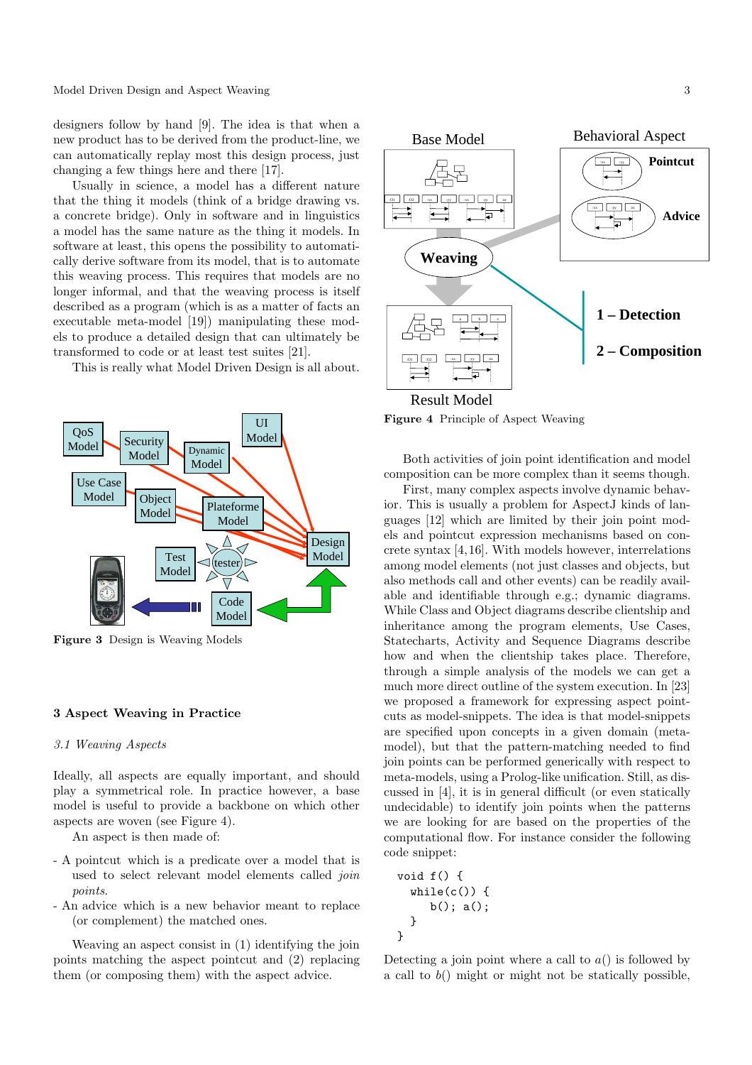designers follow by hand [9]. The idea is that when a new product has to be derived from the product-line, we can automatically replay most this design process, just changing a few things here and there [17].

Usually in science, a model has a different nature that the thing it models (think of a bridge drawing vs. a concrete bridge). Only in software and in linguistics a model has the same nature as the thing it models. In software at least, this opens the possibility to automatically derive software from its model, that is to automate this weaving process. This requires that models are no longer informal, and that the weaving process is itself described as a program (which is as a matter of facts an executable meta-model [19]) manipulating these models to produce a detailed design that can ultimately be transformed to code or at least test suites [21].

This is really what Model Driven Design is all about.

**Figure 3** Design is Weaving Models

## 3 Aspect Weaving in Practice

### 3.1 Weaving Aspects

Ideally, all aspects are equally important, and should play a symmetrical role. In practice however, a base model is useful to provide a backbone on which other aspects are woven (see Figure 4).

An aspect is then made of:

- A pointcut which is a predicate over a model that is used to select relevant model elements called *join points*.
- An advice which is a new behavior meant to replace (or complement) the matched ones.

Weaving an aspect consist in (1) identifying the join points matching the aspect pointcut and (2) replacing them (or composing them) with the aspect advice.

**Figure 4** Principle of Aspect Weaving

Both activities of join point identification and model composition can be more complex than it seems though.

First, many complex aspects involve dynamic behavior. This is usually a problem for AspectJ kinds of languages [12] which are limited by their join point models and pointcut expression mechanisms based on concrete syntax [4,16]. With models however, interrelations among model elements (not just classes and objects, but also methods call and other events) can be readily available and identifiable through e.g.; dynamic diagrams. While Class and Object diagrams describe clientship and inheritance among the program elements, Use Cases, Statecharts, Activity and Sequence Diagrams describe how and when the clientship takes place. Therefore, through a simple analysis of the models we can get a much more direct outline of the system execution. In [23] we proposed a framework for expressing aspect pointcuts as model-snippets. The idea is that model-snippets are specified upon concepts in a given domain (meta-model), but that the pattern-matching needed to find join points can be performed generically with respect to meta-models, using a Prolog-like unification. Still, as discussed in [4], it is in general difficult (or even statically undecidable) to identify join points when the patterns we are looking for are based on the properties of the computational flow. For instance consider the following code snippet:

```
void f() {
   while(c()) {
      b(); a();
   }
}
```

Detecting a join point where a call to $a()$ is followed by a call to $b()$ might or might not be statically possible,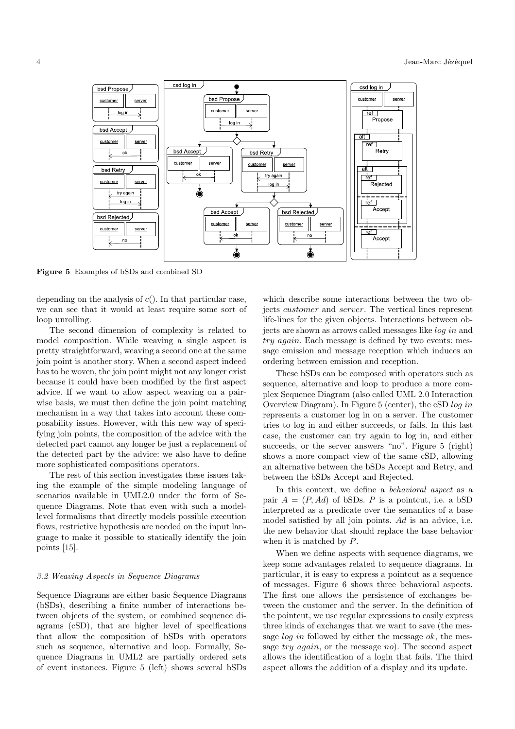Figure 5 Examples of bSDs and combined SD

depending on the analysis of $c()$. In that particular case, we can see that it would at least require some sort of loop unrolling.

The second dimension of complexity is related to model composition. While weaving a single aspect is pretty straightforward, weaving a second one at the same join point is another story. When a second aspect indeed has to be woven, the join point might not any longer exist because it could have been modified by the first aspect advice. If we want to allow aspect weaving on a pairwise basis, we must then define the join point matching mechanism in a way that takes into account these composability issues. However, with this new way of specifying join points, the composition of the advice with the detected part cannot any longer be just a replacement of the detected part by the advice: we also have to define more sophisticated compositions operators.

The rest of this section investigates these issues taking the example of the simple modeling language of scenarios available in UML2.0 under the form of Sequence Diagrams. Note that even with such a model-level formalisms that directly models possible execution flows, restrictive hypothesis are needed on the input language to make it possible to statically identify the join points [15].

### 3.2 Weaving Aspects in Sequence Diagrams

Sequence Diagrams are either basic Sequence Diagrams (bSDs), describing a finite number of interactions between objects of the system, or combined sequence diagrams (cSD), that are higher level of specifications that allow the composition of bSDs with operators such as sequence, alternative and loop. Formally, Sequence Diagrams in UML2 are partially ordered sets of event instances. Figure 5 (left) shows several bSDs which describe some interactions between the two objects *customer* and *server*. The vertical lines represent life-lines for the given objects. Interactions between objects are shown as arrows called messages like *log in* and *try again*. Each message is defined by two events: message emission and message reception which induces an ordering between emission and reception.

These bSDs can be composed with operators such as sequence, alternative and loop to produce a more complex Sequence Diagram (also called UML 2.0 Interaction Overview Diagram). In Figure 5 (center), the cSD *log in* represents a customer log in on a server. The customer tries to log in and either succeeds, or fails. In this last case, the customer can try again to log in, and either succeeds, or the server answers "no". Figure 5 (right) shows a more compact view of the same cSD, allowing an alternative between the bSDs Accept and Retry, and between the bSDs Accept and Rejected.

In this context, we define a *behavioral aspect* as a pair $A = (P, Ad)$ of bSDs. $P$ is a pointcut, i.e. a bSD interpreted as a predicate over the semantics of a base model satisfied by all join points. $Ad$ is an advice, i.e. the new behavior that should replace the base behavior when it is matched by $P$.

When we define aspects with sequence diagrams, we keep some advantages related to sequence diagrams. In particular, it is easy to express a pointcut as a sequence of messages. Figure 6 shows three behavioral aspects. The first one allows the persistence of exchanges between the customer and the server. In the definition of the pointcut, we use regular expressions to easily express three kinds of exchanges that we want to save (the message *log in* followed by either the message *ok*, the message *try again*, or the message *no*). The second aspect allows the identification of a login that fails. The third aspect allows the addition of a display and its update.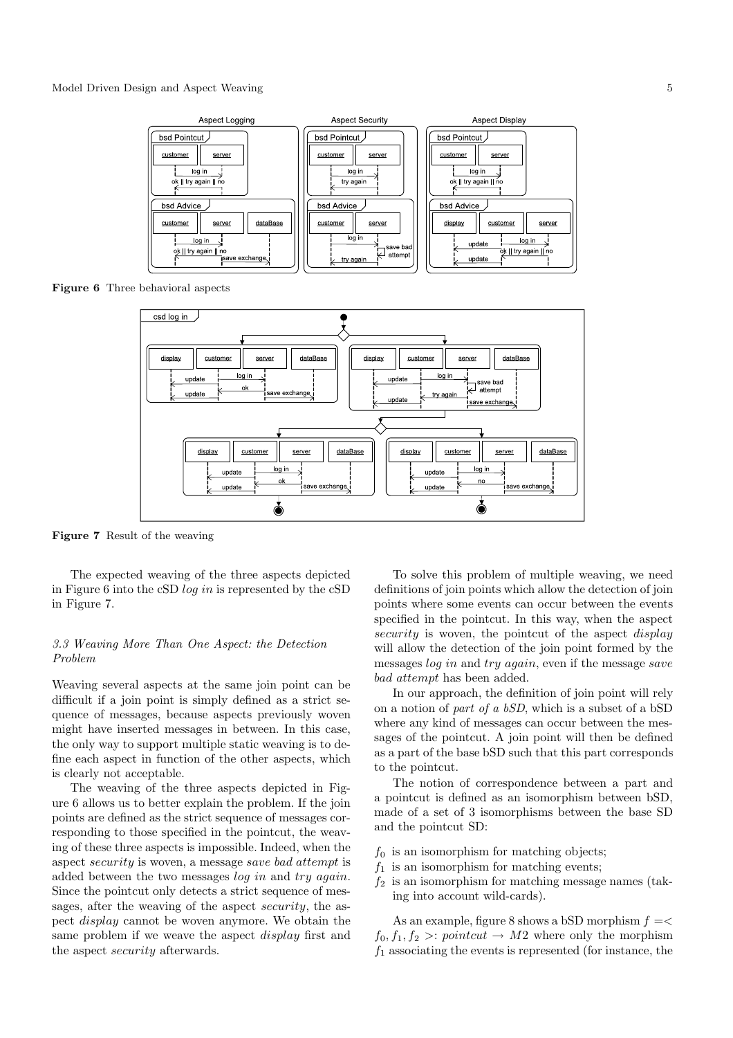Figure 6 Three behavioral aspects

Figure 7 Result of the weaving

The expected weaving of the three aspects depicted in Figure 6 into the cSD *log in* is represented by the cSD in Figure 7.

### 3.3 Weaving More Than One Aspect: the Detection Problem

Weaving several aspects at the same join point can be difficult if a join point is simply defined as a strict sequence of messages, because aspects previously woven might have inserted messages in between. In this case, the only way to support multiple static weaving is to define each aspect in function of the other aspects, which is clearly not acceptable.

The weaving of the three aspects depicted in Figure 6 allows us to better explain the problem. If the join points are defined as the strict sequence of messages corresponding to those specified in the pointcut, the weaving of these three aspects is impossible. Indeed, when the aspect *security* is woven, a message *save bad attempt* is added between the two messages *log in* and *try again*. Since the pointcut only detects a strict sequence of messages, after the weaving of the aspect *security*, the aspect *display* cannot be woven anymore. We obtain the same problem if we weave the aspect *display* first and the aspect *security* afterwards.

To solve this problem of multiple weaving, we need definitions of join points which allow the detection of join points where some events can occur between the events specified in the pointcut. In this way, when the aspect *security* is woven, the pointcut of the aspect *display* will allow the detection of the join point formed by the messages *log in* and *try again*, even if the message *save bad attempt* has been added.

In our approach, the definition of join point will rely on a notion of *part of a bSD*, which is a subset of a bSD where any kind of messages can occur between the messages of the pointcut. A join point will then be defined as a part of the base bSD such that this part corresponds to the pointcut.

The notion of correspondence between a part and a pointcut is defined as an isomorphism between bSD, made of a set of 3 isomorphisms between the base SD and the pointcut SD:

- $f_0$ is an isomorphism for matching objects;
- $f_1$ is an isomorphism for matching events;
- $f_2$ is an isomorphism for matching message names (taking into account wild-cards).

As an example, figure 8 shows a bSD morphism $f =< f_0, f_1, f_2 >$: $pointcut \rightarrow M2$ where only the morphism $f_1$ associating the events is represented (for instance, the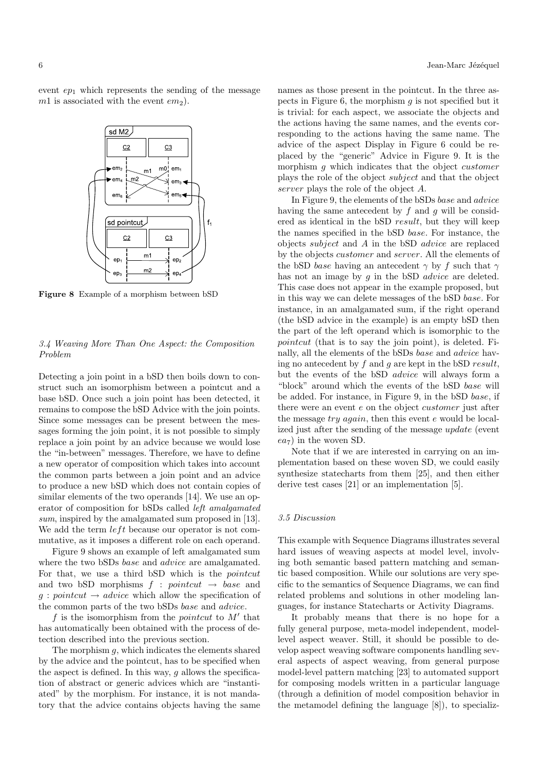event $ep_1$ which represents the sending of the message $m1$ is associated with the event $em_2$).

Figure 8 Example of a morphism between bSD

### 3.4 Weaving More Than One Aspect: the Composition Problem

Detecting a join point in a bSD then boils down to construct such an isomorphism between a pointcut and a base bSD. Once such a join point has been detected, it remains to compose the bSD Advice with the join points. Since some messages can be present between the messages forming the join point, it is not possible to simply replace a join point by an advice because we would lose the "in-between" messages. Therefore, we have to define a new operator of composition which takes into account the common parts between a join point and an advice to produce a new bSD which does not contain copies of similar elements of the two operands [14]. We use an operator of composition for bSDs called *left amalgamated sum*, inspired by the amalgamated sum proposed in [13]. We add the term *left* because our operator is not commutative, as it imposes a different role on each operand.

Figure 9 shows an example of left amalgamated sum where the two bSDs *base* and *advice* are amalgamated. For that, we use a third bSD which is the *pointcut* and two bSD morphisms $f : pointcut \rightarrow base$ and $g : pointcut \rightarrow advice$ which allow the specification of the common parts of the two bSDs *base* and *advice*.

$f$ is the isomorphism from the *pointcut* to $M'$ that has automatically been obtained with the process of detection described into the previous section.

The morphism $g$, which indicates the elements shared by the advice and the pointcut, has to be specified when the aspect is defined. In this way, $g$ allows the specification of abstract or generic advices which are "instantiated" by the morphism. For instance, it is not mandatory that the advice contains objects having the same names as those present in the pointcut. In the three aspects in Figure 6, the morphism $g$ is not specified but it is trivial: for each aspect, we associate the objects and the actions having the same names, and the events corresponding to the actions having the same name. The advice of the aspect Display in Figure 6 could be replaced by the "generic" Advice in Figure 9. It is the morphism $g$ which indicates that the object *customer* plays the role of the object *subject* and that the object *server* plays the role of the object *A*.

In Figure 9, the elements of the bSDs *base* and *advice* having the same antecedent by $f$ and $g$ will be considered as identical in the bSD *result*, but they will keep the names specified in the bSD *base*. For instance, the objects *subject* and *A* in the bSD *advice* are replaced by the objects *customer* and *server*. All the elements of the bSD *base* having an antecedent $\gamma$ by $f$ such that $\gamma$ has not an image by $g$ in the bSD *advice* are deleted. This case does not appear in the example proposed, but in this way we can delete messages of the bSD *base*. For instance, in an amalgamated sum, if the right operand (the bSD advice in the example) is an empty bSD then the part of the left operand which is isomorphic to the *pointcut* (that is to say the join point), is deleted. Finally, all the elements of the bSDs *base* and *advice* having no antecedent by $f$ and $g$ are kept in the bSD *result*, but the events of the bSD *advice* will always form a "block" around which the events of the bSD *base* will be added. For instance, in Figure 9, in the bSD *base*, if there were an event $e$ on the object *customer* just after the message *try again*, then this event $e$ would be localized just after the sending of the message *update* (event $ea_7$) in the woven SD.

Note that if we are interested in carrying on an implementation based on these woven SD, we could easily synthesize statecharts from them [25], and then either derive test cases [21] or an implementation [5].

### 3.5 Discussion

This example with Sequence Diagrams illustrates several hard issues of weaving aspects at model level, involving both semantic based pattern matching and semantic based composition. While our solutions are very specific to the semantics of Sequence Diagrams, we can find related problems and solutions in other modeling languages, for instance Statecharts or Activity Diagrams.

It probably means that there is no hope for a fully general purpose, meta-model independent, model-level aspect weaver. Still, it should be possible to develop aspect weaving software components handling several aspects of aspect weaving, from general purpose model-level pattern matching [23] to automated support for composing models written in a particular language (through a definition of model composition behavior in the metamodel defining the language [8]), to specializ-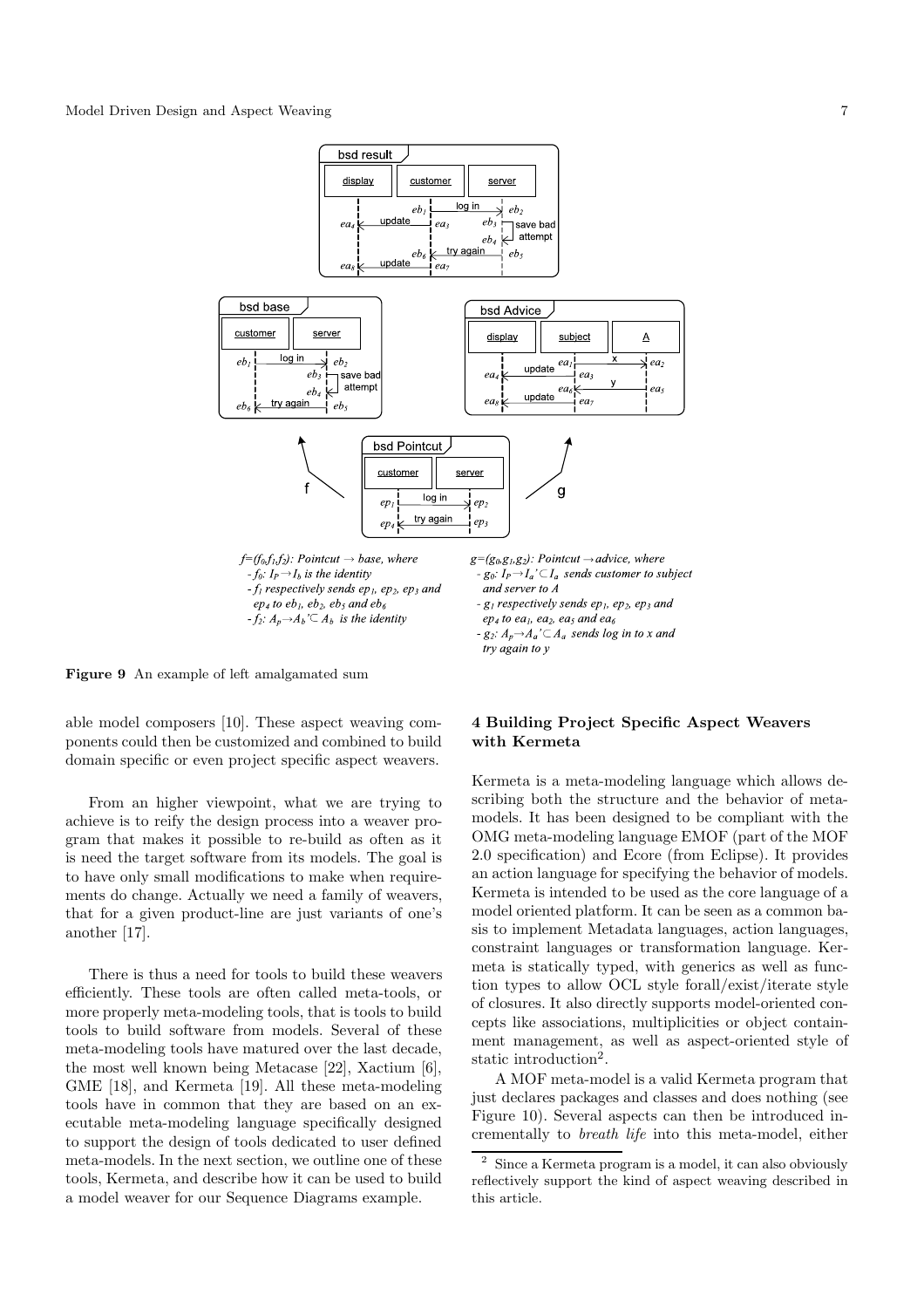bsd result

display | customer | server

$eb_1$ log in $eb_2$

$ea_4$ update $ea_3$ $eb_3$ save bad attempt $eb_4$

$eb_6$ try again $eb_5$

$ea_8$ update $ea_7$

bsd base

customer | server

$eb_1$ log in $eb_2$

$eb_3$ save bad attempt $eb_4$

$eb_6$ try again $eb_5$

bsd Advice

display | subject | A

$ea_1$ x $ea_2$

$ea_4$ update $ea_3$

$ea_6$ y $ea_5$

$ea_8$ update $ea_7$

bsd Pointcut

customer | server

$ep_1$ log in $ep_2$

$ep_4$ try again $ep_3$

f

g

$f=(f_0,f_1,f_2)$: *Pointcut* $\rightarrow$ *base, where*
- $f_0$: $I_P \rightarrow I_b$ *is the identity*
- $f_1$ *respectively sends* $ep_1$, $ep_2$, $ep_3$ *and* $ep_4$ *to* $eb_1$, $eb_2$, $eb_5$ *and* $eb_6$
- $f_2$: $A_p \rightarrow A_b' \subset A_b$ *is the identity*

$g=(g_0,g_1,g_2)$: *Pointcut* $\rightarrow$ *advice, where*
- $g_0$: $I_P \rightarrow I_a' \subset I_a$ *sends customer to subject and server to A*
- $g_1$ *respectively sends* $ep_1$, $ep_2$, $ep_3$ *and* $ep_4$ *to* $ea_1$, $ea_2$, $ea_5$ *and* $ea_6$
- $g_2$: $A_p \rightarrow A_a' \subset A_a$ *sends log in to x and try again to y*

**Figure 9** An example of left amalgamated sum

able model composers [10]. These aspect weaving components could then be customized and combined to build domain specific or even project specific aspect weavers.

From an higher viewpoint, what we are trying to achieve is to reify the design process into a weaver program that makes it possible to re-build as often as it is need the target software from its models. The goal is to have only small modifications to make when requirements do change. Actually we need a family of weavers, that for a given product-line are just variants of one's another [17].

There is thus a need for tools to build these weavers efficiently. These tools are often called meta-tools, or more properly meta-modeling tools, that is tools to build tools to build software from models. Several of these meta-modeling tools have matured over the last decade, the most well known being Metacase [22], Xactium [6], GME [18], and Kermeta [19]. All these meta-modeling tools have in common that they are based on an executable meta-modeling language specifically designed to support the design of tools dedicated to user defined meta-models. In the next section, we outline one of these tools, Kermeta, and describe how it can be used to build a model weaver for our Sequence Diagrams example.

## 4 Building Project Specific Aspect Weavers with Kermeta

Kermeta is a meta-modeling language which allows describing both the structure and the behavior of meta-models. It has been designed to be compliant with the OMG meta-modeling language EMOF (part of the MOF 2.0 specification) and Ecore (from Eclipse). It provides an action language for specifying the behavior of models. Kermeta is intended to be used as the core language of a model oriented platform. It can be seen as a common basis to implement Metadata languages, action languages, constraint languages or transformation language. Kermeta is statically typed, with generics as well as function types to allow OCL style forall/exist/iterate style of closures. It also directly supports model-oriented concepts like associations, multiplicities or object containment management, as well as aspect-oriented style of static introduction[2].

A MOF meta-model is a valid Kermeta program that just declares packages and classes and does nothing (see Figure 10). Several aspects can then be introduced incrementally to *breath life* into this meta-model, either

[2] Since a Kermeta program is a model, it can also obviously reflectively support the kind of aspect weaving described in this article.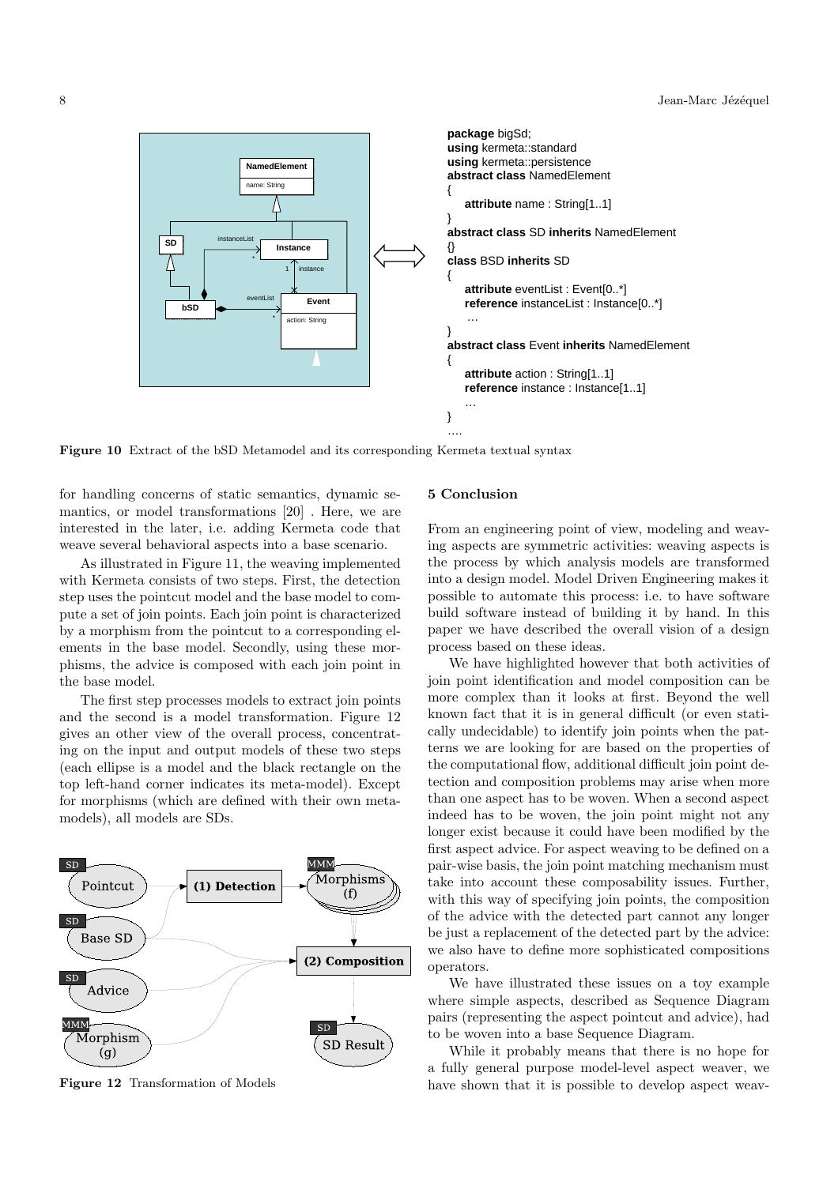```
package bigSd;
using kermeta::standard
using kermeta::persistence
abstract class NamedElement
{
    attribute name : String[1..1]
}
abstract class SD inherits NamedElement
{}
class BSD inherits SD
{
    attribute eventList : Event[0..*]
    reference instanceList : Instance[0..*]
     …
}
abstract class Event inherits NamedElement
{
    attribute action : String[1..1]
    reference instance : Instance[1..1]
    …
}
….
```

**Figure 10** Extract of the bSD Metamodel and its corresponding Kermeta textual syntax

for handling concerns of static semantics, dynamic semantics, or model transformations [20] . Here, we are interested in the later, i.e. adding Kermeta code that weave several behavioral aspects into a base scenario.

As illustrated in Figure 11, the weaving implemented with Kermeta consists of two steps. First, the detection step uses the pointcut model and the base model to compute a set of join points. Each join point is characterized by a morphism from the pointcut to a corresponding elements in the base model. Secondly, using these morphisms, the advice is composed with each join point in the base model.

The first step processes models to extract join points and the second is a model transformation. Figure 12 gives an other view of the overall process, concentrating on the input and output models of these two steps (each ellipse is a model and the black rectangle on the top left-hand corner indicates its meta-model). Except for morphisms (which are defined with their own metamodels), all models are SDs.

**Figure 12** Transformation of Models

## 5 Conclusion

From an engineering point of view, modeling and weaving aspects are symmetric activities: weaving aspects is the process by which analysis models are transformed into a design model. Model Driven Engineering makes it possible to automate this process: i.e. to have software build software instead of building it by hand. In this paper we have described the overall vision of a design process based on these ideas.

We have highlighted however that both activities of join point identification and model composition can be more complex than it looks at first. Beyond the well known fact that it is in general difficult (or even statically undecidable) to identify join points when the patterns we are looking for are based on the properties of the computational flow, additional difficult join point detection and composition problems may arise when more than one aspect has to be woven. When a second aspect indeed has to be woven, the join point might not any longer exist because it could have been modified by the first aspect advice. For aspect weaving to be defined on a pair-wise basis, the join point matching mechanism must take into account these composability issues. Further, with this way of specifying join points, the composition of the advice with the detected part cannot any longer be just a replacement of the detected part by the advice: we also have to define more sophisticated compositions operators.

We have illustrated these issues on a toy example where simple aspects, described as Sequence Diagram pairs (representing the aspect pointcut and advice), had to be woven into a base Sequence Diagram.

While it probably means that there is no hope for a fully general purpose model-level aspect weaver, we have shown that it is possible to develop aspect weav-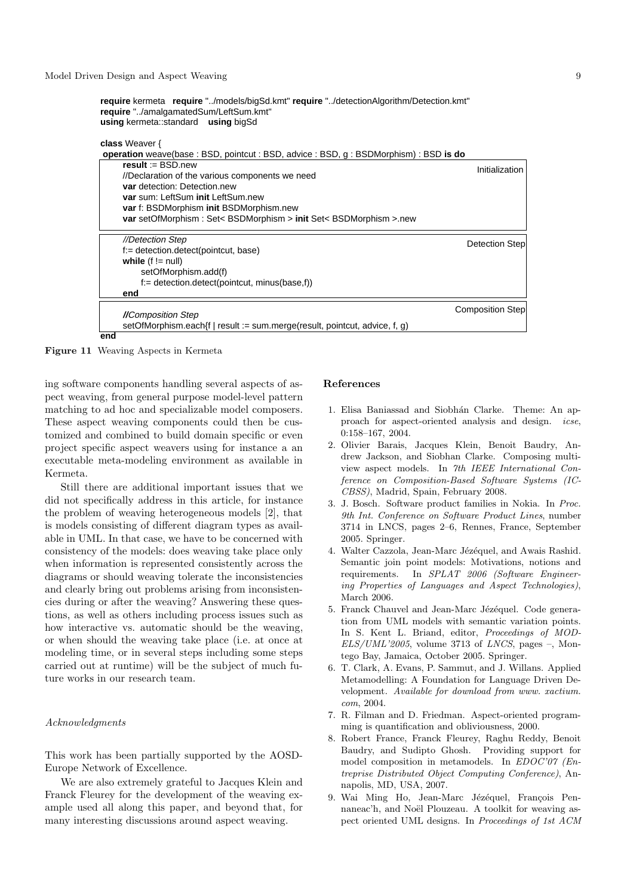```
require kermeta   require "../models/bigSd.kmt" require "../detectionAlgorithm/Detection.kmt"
require "../amalgamatedSum/LeftSum.kmt"
using kermeta::standard    using bigSd

class Weaver {
 operation weave(base : BSD, pointcut : BSD, advice : BSD, g : BSDMorphism) : BSD is do
    result := BSD.new                                                                  Initialization
    //Declaration of the various components we need
    var detection: Detection.new
    var sum: LeftSum init LeftSum.new
    var f: BSDMorphism init BSDMorphism.new
    var setOfMorphism : Set< BSDMorphism > init Set< BSDMorphism >.new

    //Detection Step                                                                   Detection Step
    f:= detection.detect(pointcut, base)
    while (f != null)
        setOfMorphism.add(f)
        f:= detection.detect(pointcut, minus(base,f))
    end

                                                                                       Composition Step
    //Composition Step
    setOfMorphism.each{f | result := sum.merge(result, pointcut, advice, f, g)
end
```

**Figure 11** Weaving Aspects in Kermeta

ing software components handling several aspects of aspect weaving, from general purpose model-level pattern matching to ad hoc and specializable model composers. These aspect weaving components could then be customized and combined to build domain specific or even project specific aspect weavers using for instance a an executable meta-modeling environment as available in Kermeta.

Still there are additional important issues that we did not specifically address in this article, for instance the problem of weaving heterogeneous models [2], that is models consisting of different diagram types as available in UML. In that case, we have to be concerned with consistency of the models: does weaving take place only when information is represented consistently across the diagrams or should weaving tolerate the inconsistencies and clearly bring out problems arising from inconsistencies during or after the weaving? Answering these questions, as well as others including process issues such as how interactive vs. automatic should be the weaving, or when should the weaving take place (i.e. at once at modeling time, or in several steps including some steps carried out at runtime) will be the subject of much future works in our research team.

*Acknowledgments*

This work has been partially supported by the AOSD-Europe Network of Excellence.

We are also extremely grateful to Jacques Klein and Franck Fleurey for the development of the weaving example used all along this paper, and beyond that, for many interesting discussions around aspect weaving.

## References

1. Elisa Baniassad and Siobhán Clarke. Theme: An approach for aspect-oriented analysis and design. *icse*, 0:158–167, 2004.
2. Olivier Barais, Jacques Klein, Benoit Baudry, Andrew Jackson, and Siobhan Clarke. Composing multi-view aspect models. In *7th IEEE International Conference on Composition-Based Software Systems (ICCBSS)*, Madrid, Spain, February 2008.
3. J. Bosch. Software product families in Nokia. In *Proc. 9th Int. Conference on Software Product Lines*, number 3714 in LNCS, pages 2–6, Rennes, France, September 2005. Springer.
4. Walter Cazzola, Jean-Marc Jézéquel, and Awais Rashid. Semantic join point models: Motivations, notions and requirements. In *SPLAT 2006 (Software Engineering Properties of Languages and Aspect Technologies)*, March 2006.
5. Franck Chauvel and Jean-Marc Jézéquel. Code generation from UML models with semantic variation points. In S. Kent L. Briand, editor, *Proceedings of MODELS/UML'2005*, volume 3713 of *LNCS*, pages –, Montego Bay, Jamaica, October 2005. Springer.
6. T. Clark, A. Evans, P. Sammut, and J. Willans. Applied Metamodelling: A Foundation for Language Driven Development. *Available for download from www. xactium. com*, 2004.
7. R. Filman and D. Friedman. Aspect-oriented programming is quantification and obliviousness, 2000.
8. Robert France, Franck Fleurey, Raghu Reddy, Benoit Baudry, and Sudipto Ghosh. Providing support for model composition in metamodels. In *EDOC'07 (Entreprise Distributed Object Computing Conference)*, Annapolis, MD, USA, 2007.
9. Wai Ming Ho, Jean-Marc Jézéquel, François Pennaneac'h, and Noël Plouzeau. A toolkit for weaving aspect oriented UML designs. In *Proceedings of 1st ACM*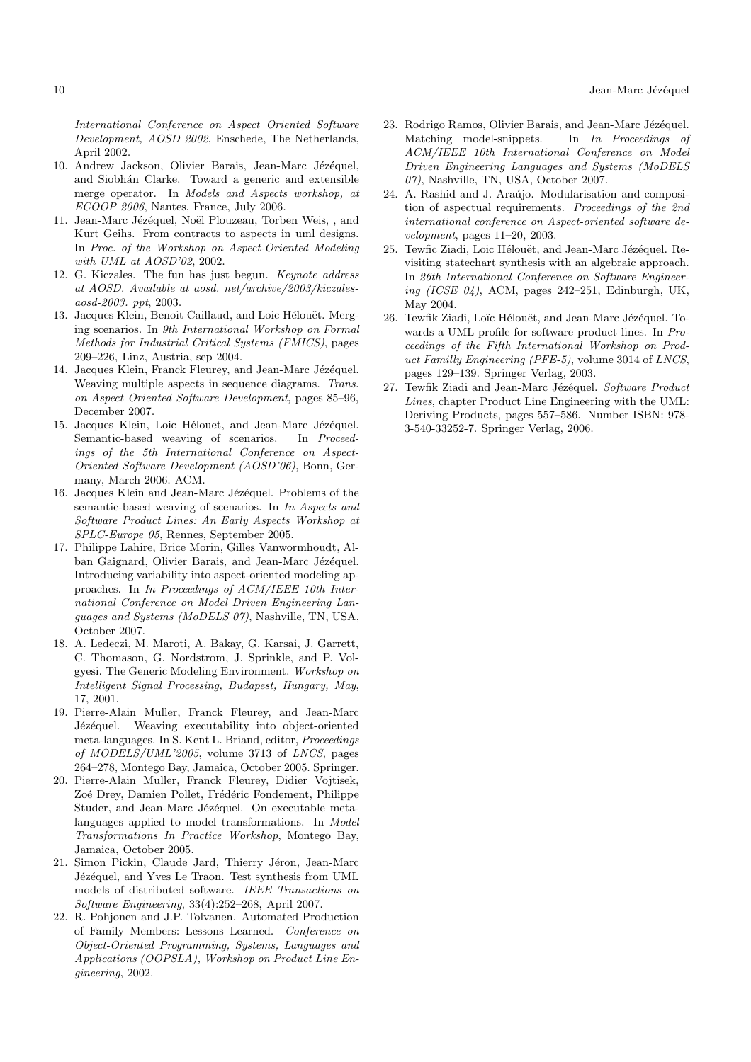International Conference on Aspect Oriented Software Development, AOSD 2002*, Enschede, The Netherlands, April 2002.

10. Andrew Jackson, Olivier Barais, Jean-Marc Jézéquel, and Siobhán Clarke. Toward a generic and extensible merge operator. In *Models and Aspects workshop, at ECOOP 2006*, Nantes, France, July 2006.
11. Jean-Marc Jézéquel, Noël Plouzeau, Torben Weis, , and Kurt Geihs. From contracts to aspects in uml designs. In *Proc. of the Workshop on Aspect-Oriented Modeling with UML at AOSD'02*, 2002.
12. G. Kiczales. The fun has just begun. *Keynote address at AOSD. Available at aosd. net/archive/2003/kiczales-aosd-2003. ppt*, 2003.
13. Jacques Klein, Benoit Caillaud, and Loic Hélouët. Merging scenarios. In *9th International Workshop on Formal Methods for Industrial Critical Systems (FMICS)*, pages 209–226, Linz, Austria, sep 2004.
14. Jacques Klein, Franck Fleurey, and Jean-Marc Jézéquel. Weaving multiple aspects in sequence diagrams. *Trans. on Aspect Oriented Software Development*, pages 85–96, December 2007.
15. Jacques Klein, Loic Hélouet, and Jean-Marc Jézéquel. Semantic-based weaving of scenarios. In *Proceedings of the 5th International Conference on Aspect-Oriented Software Development (AOSD'06)*, Bonn, Germany, March 2006. ACM.
16. Jacques Klein and Jean-Marc Jézéquel. Problems of the semantic-based weaving of scenarios. In *In Aspects and Software Product Lines: An Early Aspects Workshop at SPLC-Europe 05*, Rennes, September 2005.
17. Philippe Lahire, Brice Morin, Gilles Vanwormhoudt, Alban Gaignard, Olivier Barais, and Jean-Marc Jézéquel. Introducing variability into aspect-oriented modeling approaches. In *In Proceedings of ACM/IEEE 10th International Conference on Model Driven Engineering Languages and Systems (MoDELS 07)*, Nashville, TN, USA, October 2007.
18. A. Ledeczi, M. Maroti, A. Bakay, G. Karsai, J. Garrett, C. Thomason, G. Nordstrom, J. Sprinkle, and P. Volgyesi. The Generic Modeling Environment. *Workshop on Intelligent Signal Processing, Budapest, Hungary, May*, 17, 2001.
19. Pierre-Alain Muller, Franck Fleurey, and Jean-Marc Jézéquel. Weaving executability into object-oriented meta-languages. In S. Kent L. Briand, editor, *Proceedings of MODELS/UML'2005*, volume 3713 of *LNCS*, pages 264–278, Montego Bay, Jamaica, October 2005. Springer.
20. Pierre-Alain Muller, Franck Fleurey, Didier Vojtisek, Zoé Drey, Damien Pollet, Frédéric Fondement, Philippe Studer, and Jean-Marc Jézéquel. On executable meta-languages applied to model transformations. In *Model Transformations In Practice Workshop*, Montego Bay, Jamaica, October 2005.
21. Simon Pickin, Claude Jard, Thierry Jéron, Jean-Marc Jézéquel, and Yves Le Traon. Test synthesis from UML models of distributed software. *IEEE Transactions on Software Engineering*, 33(4):252–268, April 2007.
22. R. Pohjonen and J.P. Tolvanen. Automated Production of Family Members: Lessons Learned. *Conference on Object-Oriented Programming, Systems, Languages and Applications (OOPSLA), Workshop on Product Line Engineering*, 2002.
23. Rodrigo Ramos, Olivier Barais, and Jean-Marc Jézéquel. Matching model-snippets. In *In Proceedings of ACM/IEEE 10th International Conference on Model Driven Engineering Languages and Systems (MoDELS 07)*, Nashville, TN, USA, October 2007.
24. A. Rashid and J. Araújo. Modularisation and composition of aspectual requirements. *Proceedings of the 2nd international conference on Aspect-oriented software development*, pages 11–20, 2003.
25. Tewfic Ziadi, Loic Hélouët, and Jean-Marc Jézéquel. Revisiting statechart synthesis with an algebraic approach. In *26th International Conference on Software Engineering (ICSE 04)*, ACM, pages 242–251, Edinburgh, UK, May 2004.
26. Tewfik Ziadi, Loïc Hélouët, and Jean-Marc Jézéquel. Towards a UML profile for software product lines. In *Proceedings of the Fifth International Workshop on Product Familly Engineering (PFE-5)*, volume 3014 of *LNCS*, pages 129–139. Springer Verlag, 2003.
27. Tewfik Ziadi and Jean-Marc Jézéquel. *Software Product Lines*, chapter Product Line Engineering with the UML: Deriving Products, pages 557–586. Number ISBN: 978-3-540-33252-7. Springer Verlag, 2006.